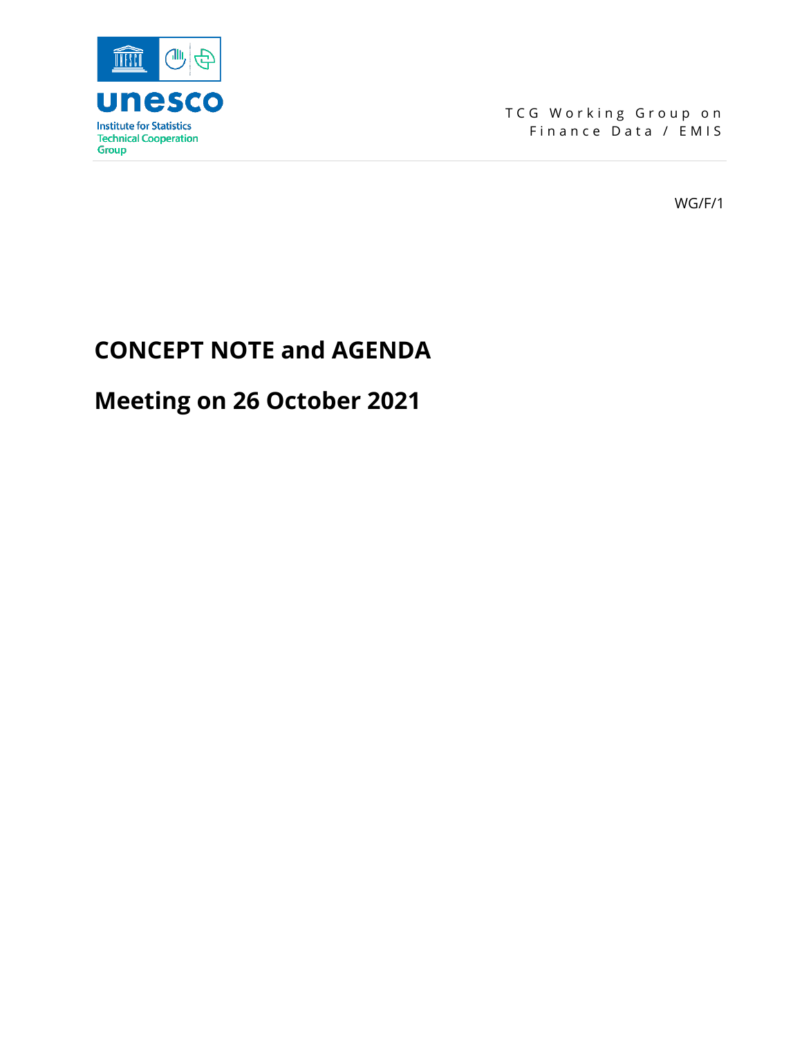unesco

Institute for Statistics
Technical Cooperation Group

TCG Working Group on Finance Data / EMIS

WG/F/1

# CONCEPT NOTE and AGENDA

# Meeting on 26 October 2021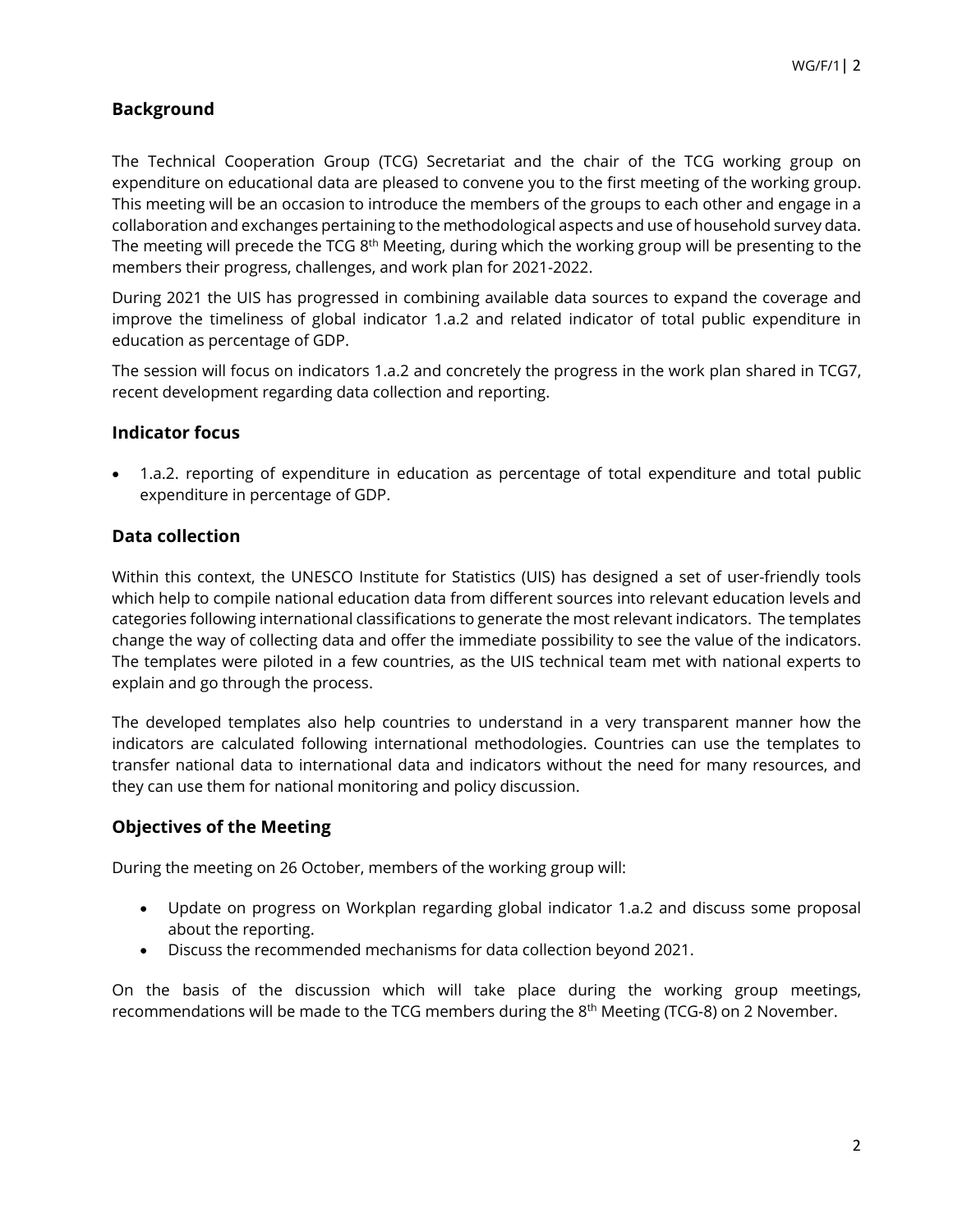## Background

The Technical Cooperation Group (TCG) Secretariat and the chair of the TCG working group on expenditure on educational data are pleased to convene you to the first meeting of the working group. This meeting will be an occasion to introduce the members of the groups to each other and engage in a collaboration and exchanges pertaining to the methodological aspects and use of household survey data. The meeting will precede the TCG 8th Meeting, during which the working group will be presenting to the members their progress, challenges, and work plan for 2021-2022.

During 2021 the UIS has progressed in combining available data sources to expand the coverage and improve the timeliness of global indicator 1.a.2 and related indicator of total public expenditure in education as percentage of GDP.

The session will focus on indicators 1.a.2 and concretely the progress in the work plan shared in TCG7, recent development regarding data collection and reporting.

## Indicator focus

- 1.a.2. reporting of expenditure in education as percentage of total expenditure and total public expenditure in percentage of GDP.

## Data collection

Within this context, the UNESCO Institute for Statistics (UIS) has designed a set of user-friendly tools which help to compile national education data from different sources into relevant education levels and categories following international classifications to generate the most relevant indicators. The templates change the way of collecting data and offer the immediate possibility to see the value of the indicators. The templates were piloted in a few countries, as the UIS technical team met with national experts to explain and go through the process.

The developed templates also help countries to understand in a very transparent manner how the indicators are calculated following international methodologies. Countries can use the templates to transfer national data to international data and indicators without the need for many resources, and they can use them for national monitoring and policy discussion.

## Objectives of the Meeting

During the meeting on 26 October, members of the working group will:

- Update on progress on Workplan regarding global indicator 1.a.2 and discuss some proposal about the reporting.
- Discuss the recommended mechanisms for data collection beyond 2021.

On the basis of the discussion which will take place during the working group meetings, recommendations will be made to the TCG members during the 8th Meeting (TCG-8) on 2 November.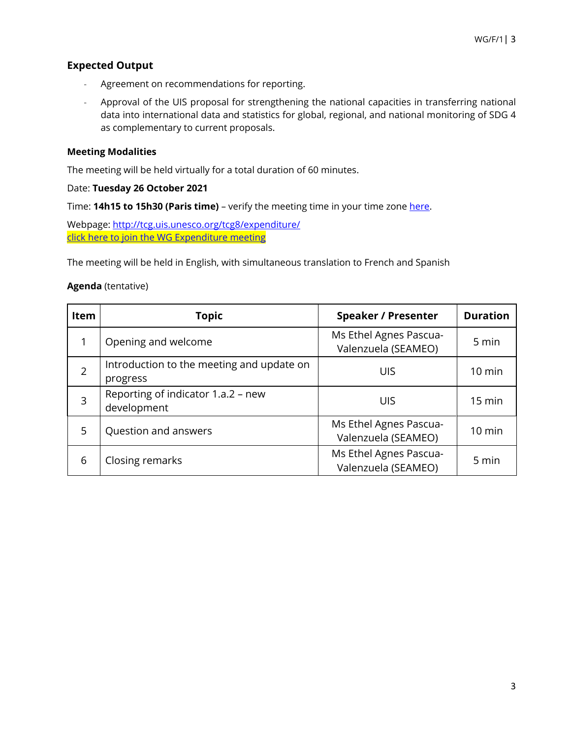## Expected Output

- Agreement on recommendations for reporting.
- Approval of the UIS proposal for strengthening the national capacities in transferring national data into international data and statistics for global, regional, and national monitoring of SDG 4 as complementary to current proposals.

### Meeting Modalities

The meeting will be held virtually for a total duration of 60 minutes.

Date: **Tuesday 26 October 2021**

Time: **14h15 to 15h30 (Paris time)** – verify the meeting time in your time zone here.

Webpage: http://tcg.uis.unesco.org/tcg8/expenditure/
click here to join the WG Expenditure meeting

The meeting will be held in English, with simultaneous translation to French and Spanish

**Agenda** (tentative)

| Item | Topic | Speaker / Presenter | Duration |
|---|---|---|---|
| 1 | Opening and welcome | Ms Ethel Agnes Pascua-Valenzuela (SEAMEO) | 5 min |
| 2 | Introduction to the meeting and update on progress | UIS | 10 min |
| 3 | Reporting of indicator 1.a.2 – new development | UIS | 15 min |
| 5 | Question and answers | Ms Ethel Agnes Pascua-Valenzuela (SEAMEO) | 10 min |
| 6 | Closing remarks | Ms Ethel Agnes Pascua-Valenzuela (SEAMEO) | 5 min |